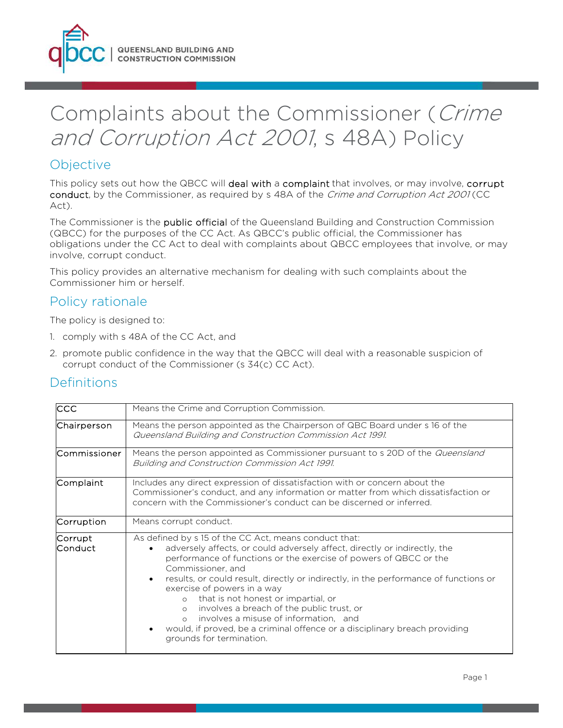# Complaints about the Commissioner (*Crime and Corruption Act 2001*, s 48A) Policy

## Objective

This policy sets out how the QBCC will deal with a complaint that involves, or may involve, corrupt conduct, by the Commissioner, as required by s 48A of the *Crime and Corruption Act 2001* (CC Act).

The Commissioner is the public official of the Queensland Building and Construction Commission (QBCC) for the purposes of the CC Act. As QBCC's public official, the Commissioner has obligations under the CC Act to deal with complaints about QBCC employees that involve, or may involve, corrupt conduct.

This policy provides an alternative mechanism for dealing with such complaints about the Commissioner him or herself.

## Policy rationale

The policy is designed to:

1. comply with s 48A of the CC Act, and
2. promote public confidence in the way that the QBCC will deal with a reasonable suspicion of corrupt conduct of the Commissioner (s 34(c) CC Act).

## Definitions

| Term | Definition |
|---|---|
| CCC | Means the Crime and Corruption Commission. |
| Chairperson | Means the person appointed as the Chairperson of QBC Board under s 16 of the *Queensland Building and Construction Commission Act 1991*. |
| Commissioner | Means the person appointed as Commissioner pursuant to s 20D of the *Queensland Building and Construction Commission Act 1991*. |
| Complaint | Includes any direct expression of dissatisfaction with or concern about the Commissioner's conduct, and any information or matter from which dissatisfaction or concern with the Commissioner's conduct can be discerned or inferred. |
| Corruption | Means corrupt conduct. |
| Corrupt Conduct | As defined by s 15 of the CC Act, means conduct that:<br>• adversely affects, or could adversely affect, directly or indirectly, the performance of functions or the exercise of powers of QBCC or the Commissioner, and<br>• results, or could result, directly or indirectly, in the performance of functions or exercise of powers in a way<br>&nbsp;&nbsp;&nbsp;&nbsp;o that is not honest or impartial, or<br>&nbsp;&nbsp;&nbsp;&nbsp;o involves a breach of the public trust, or<br>&nbsp;&nbsp;&nbsp;&nbsp;o involves a misuse of information, and<br>• would, if proved, be a criminal offence or a disciplinary breach providing grounds for termination. |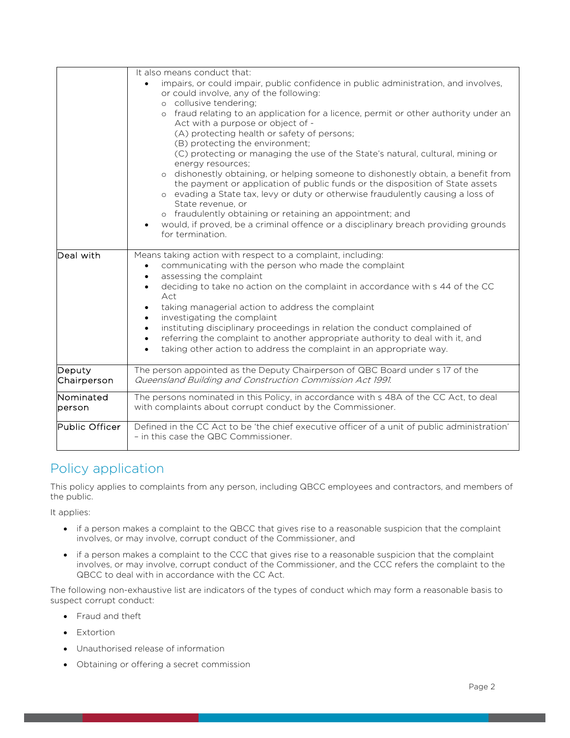| | |
|---|---|
| | It also means conduct that:<br>• impairs, or could impair, public confidence in public administration, and involves, or could involve, any of the following:<br>  ○ collusive tendering;<br>  ○ fraud relating to an application for a licence, permit or other authority under an Act with a purpose or object of -<br>    (A) protecting health or safety of persons;<br>    (B) protecting the environment;<br>    (C) protecting or managing the use of the State's natural, cultural, mining or energy resources;<br>  ○ dishonestly obtaining, or helping someone to dishonestly obtain, a benefit from the payment or application of public funds or the disposition of State assets<br>  ○ evading a State tax, levy or duty or otherwise fraudulently causing a loss of State revenue, or<br>  ○ fraudulently obtaining or retaining an appointment; and<br>• would, if proved, be a criminal offence or a disciplinary breach providing grounds for termination. |
| Deal with | Means taking action with respect to a complaint, including:<br>• communicating with the person who made the complaint<br>• assessing the complaint<br>• deciding to take no action on the complaint in accordance with s 44 of the CC Act<br>• taking managerial action to address the complaint<br>• investigating the complaint<br>• instituting disciplinary proceedings in relation the conduct complained of<br>• referring the complaint to another appropriate authority to deal with it, and<br>• taking other action to address the complaint in an appropriate way. |
| Deputy Chairperson | The person appointed as the Deputy Chairperson of QBC Board under s 17 of the *Queensland Building and Construction Commission Act 1991*. |
| Nominated person | The persons nominated in this Policy, in accordance with s 48A of the CC Act, to deal with complaints about corrupt conduct by the Commissioner. |
| Public Officer | Defined in the CC Act to be 'the chief executive officer of a unit of public administration' – in this case the QBC Commissioner. |

## Policy application

This policy applies to complaints from any person, including QBCC employees and contractors, and members of the public.

It applies:

- if a person makes a complaint to the QBCC that gives rise to a reasonable suspicion that the complaint involves, or may involve, corrupt conduct of the Commissioner, and
- if a person makes a complaint to the CCC that gives rise to a reasonable suspicion that the complaint involves, or may involve, corrupt conduct of the Commissioner, and the CCC refers the complaint to the QBCC to deal with in accordance with the CC Act.

The following non-exhaustive list are indicators of the types of conduct which may form a reasonable basis to suspect corrupt conduct:

- Fraud and theft
- Extortion
- Unauthorised release of information
- Obtaining or offering a secret commission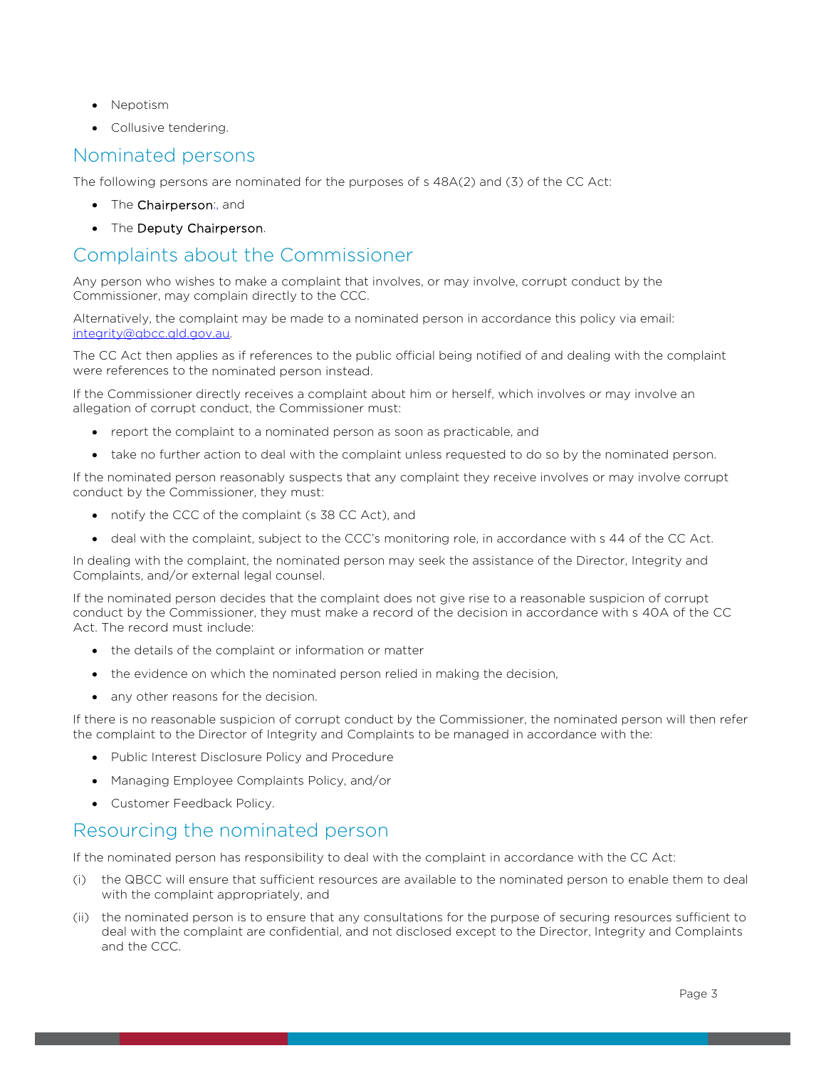- Nepotism
- Collusive tendering.

## Nominated persons

The following persons are nominated for the purposes of s 48A(2) and (3) of the CC Act:

- The Chairperson:, and
- The Deputy Chairperson.

## Complaints about the Commissioner

Any person who wishes to make a complaint that involves, or may involve, corrupt conduct by the Commissioner, may complain directly to the CCC.

Alternatively, the complaint may be made to a nominated person in accordance this policy via email: integrity@qbcc.qld.gov.au.

The CC Act then applies as if references to the public official being notified of and dealing with the complaint were references to the nominated person instead.

If the Commissioner directly receives a complaint about him or herself, which involves or may involve an allegation of corrupt conduct, the Commissioner must:

- report the complaint to a nominated person as soon as practicable, and
- take no further action to deal with the complaint unless requested to do so by the nominated person.

If the nominated person reasonably suspects that any complaint they receive involves or may involve corrupt conduct by the Commissioner, they must:

- notify the CCC of the complaint (s 38 CC Act), and
- deal with the complaint, subject to the CCC's monitoring role, in accordance with s 44 of the CC Act.

In dealing with the complaint, the nominated person may seek the assistance of the Director, Integrity and Complaints, and/or external legal counsel.

If the nominated person decides that the complaint does not give rise to a reasonable suspicion of corrupt conduct by the Commissioner, they must make a record of the decision in accordance with s 40A of the CC Act. The record must include:

- the details of the complaint or information or matter
- the evidence on which the nominated person relied in making the decision,
- any other reasons for the decision.

If there is no reasonable suspicion of corrupt conduct by the Commissioner, the nominated person will then refer the complaint to the Director of Integrity and Complaints to be managed in accordance with the:

- Public Interest Disclosure Policy and Procedure
- Managing Employee Complaints Policy, and/or
- Customer Feedback Policy.

## Resourcing the nominated person

If the nominated person has responsibility to deal with the complaint in accordance with the CC Act:

(i) the QBCC will ensure that sufficient resources are available to the nominated person to enable them to deal with the complaint appropriately, and

(ii) the nominated person is to ensure that any consultations for the purpose of securing resources sufficient to deal with the complaint are confidential, and not disclosed except to the Director, Integrity and Complaints and the CCC.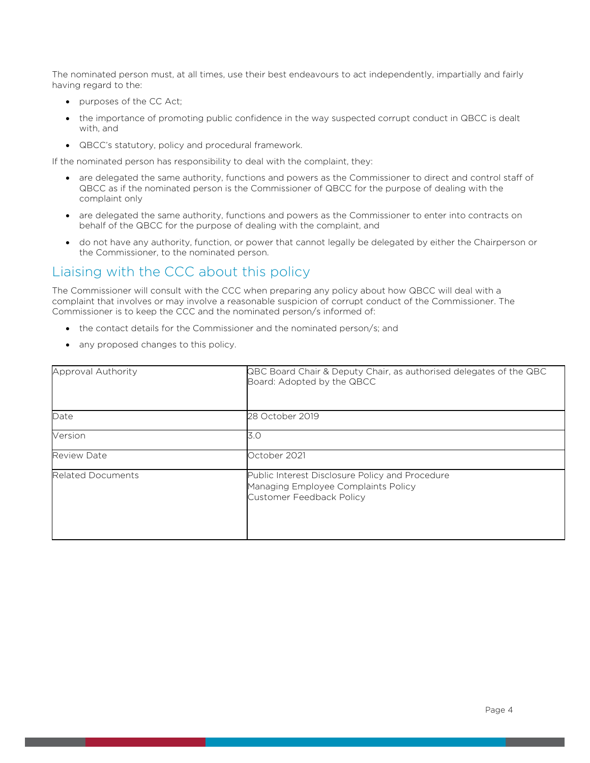The nominated person must, at all times, use their best endeavours to act independently, impartially and fairly having regard to the:

- purposes of the CC Act;
- the importance of promoting public confidence in the way suspected corrupt conduct in QBCC is dealt with, and
- QBCC's statutory, policy and procedural framework.

If the nominated person has responsibility to deal with the complaint, they:

- are delegated the same authority, functions and powers as the Commissioner to direct and control staff of QBCC as if the nominated person is the Commissioner of QBCC for the purpose of dealing with the complaint only
- are delegated the same authority, functions and powers as the Commissioner to enter into contracts on behalf of the QBCC for the purpose of dealing with the complaint, and
- do not have any authority, function, or power that cannot legally be delegated by either the Chairperson or the Commissioner, to the nominated person.

## Liaising with the CCC about this policy

The Commissioner will consult with the CCC when preparing any policy about how QBCC will deal with a complaint that involves or may involve a reasonable suspicion of corrupt conduct of the Commissioner. The Commissioner is to keep the CCC and the nominated person/s informed of:

- the contact details for the Commissioner and the nominated person/s; and
- any proposed changes to this policy.

| | |
|---|---|
| Approval Authority | QBC Board Chair & Deputy Chair, as authorised delegates of the QBC Board: Adopted by the QBCC |
| Date | 28 October 2019 |
| Version | 3.0 |
| Review Date | October 2021 |
| Related Documents | Public Interest Disclosure Policy and Procedure<br>Managing Employee Complaints Policy<br>Customer Feedback Policy |